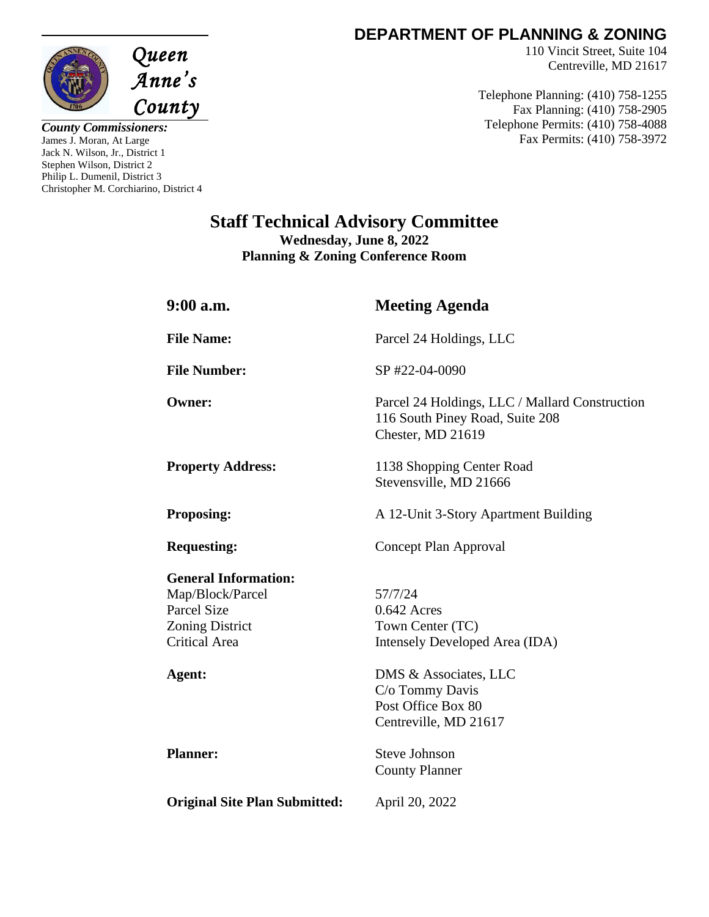Queen Anne's County

*County Commissioners:*
James J. Moran, At Large
Jack N. Wilson, Jr., District 1
Stephen Wilson, District 2
Philip L. Dumenil, District 3
Christopher M. Corchiarino, District 4

**DEPARTMENT OF PLANNING & ZONING**
110 Vincit Street, Suite 104
Centreville, MD 21617

Telephone Planning: (410) 758-1255
Fax Planning: (410) 758-2905
Telephone Permits: (410) 758-4088
Fax Permits: (410) 758-3972

# Staff Technical Advisory Committee

**Wednesday, June 8, 2022**
**Planning & Zoning Conference Room**

## 9:00 a.m. — Meeting Agenda

**File Name:** Parcel 24 Holdings, LLC

**File Number:** SP #22-04-0090

**Owner:** Parcel 24 Holdings, LLC / Mallard Construction
116 South Piney Road, Suite 208
Chester, MD 21619

**Property Address:** 1138 Shopping Center Road
Stevensville, MD 21666

**Proposing:** A 12-Unit 3-Story Apartment Building

**Requesting:** Concept Plan Approval

**General Information:**

| | |
|---|---|
| Map/Block/Parcel | 57/7/24 |
| Parcel Size | 0.642 Acres |
| Zoning District | Town Center (TC) |
| Critical Area | Intensely Developed Area (IDA) |

**Agent:** DMS & Associates, LLC
C/o Tommy Davis
Post Office Box 80
Centreville, MD 21617

**Planner:** Steve Johnson
County Planner

**Original Site Plan Submitted:** April 20, 2022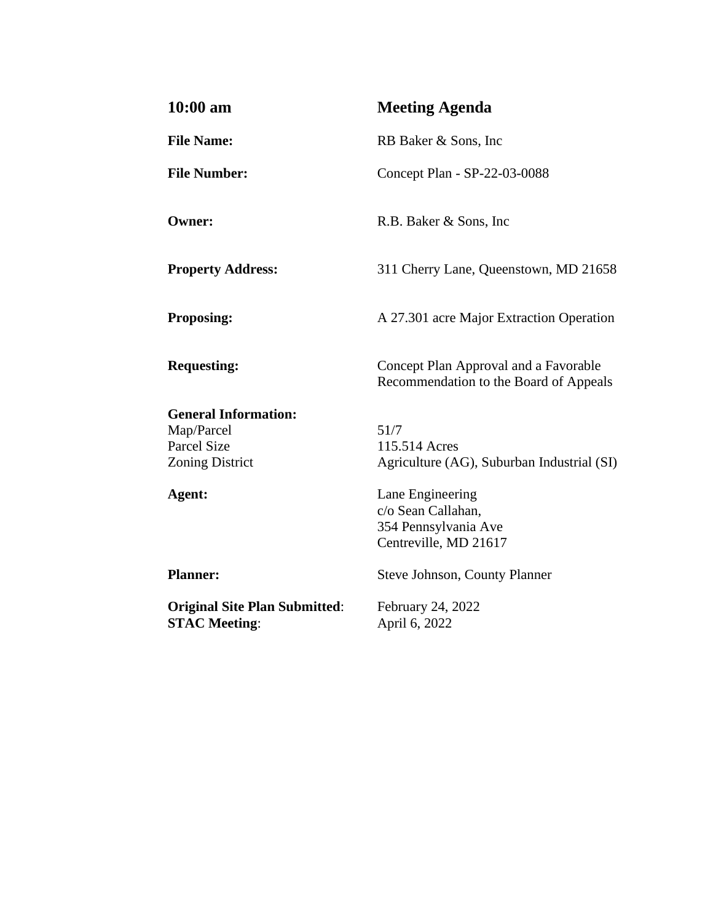| | |
|---|---|
| **10:00 am** | **Meeting Agenda** |
| **File Name:** | RB Baker & Sons, Inc |
| **File Number:** | Concept Plan - SP-22-03-0088 |
| **Owner:** | R.B. Baker & Sons, Inc |
| **Property Address:** | 311 Cherry Lane, Queenstown, MD 21658 |
| **Proposing:** | A 27.301 acre Major Extraction Operation |
| **Requesting:** | Concept Plan Approval and a Favorable Recommendation to the Board of Appeals |
| **General Information:** | |
| Map/Parcel | 51/7 |
| Parcel Size | 115.514 Acres |
| Zoning District | Agriculture (AG), Suburban Industrial (SI) |
| **Agent:** | Lane Engineering<br>c/o Sean Callahan,<br>354 Pennsylvania Ave<br>Centreville, MD 21617 |
| **Planner:** | Steve Johnson, County Planner |
| **Original Site Plan Submitted**: | February 24, 2022 |
| **STAC Meeting**: | April 6, 2022 |